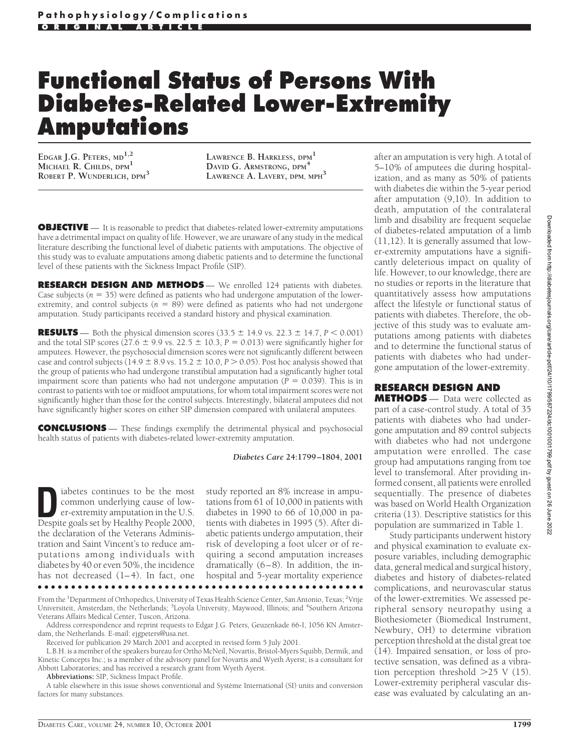Pathophysiology/Complications

ORIGINAL ARTICLE

# Functional Status of Persons With Diabetes-Related Lower-Extremity Amputations

EDGAR J.G. PETERS, MD[1,2]
MICHAEL R. CHILDS, DPM[1]
ROBERT P. WUNDERLICH, DPM[3]
LAWRENCE B. HARKLESS, DPM[1]
DAVID G. ARMSTRONG, DPM[4]
LAWRENCE A. LAVERY, DPM, MPH[3]

**OBJECTIVE** — It is reasonable to predict that diabetes-related lower-extremity amputations have a detrimental impact on quality of life. However, we are unaware of any study in the medical literature describing the functional level of diabetic patients with amputations. The objective of this study was to evaluate amputations among diabetic patients and to determine the functional level of these patients with the Sickness Impact Profile (SIP).

**RESEARCH DESIGN AND METHODS** — We enrolled 124 patients with diabetes. Case subjects ($n = 35$) were defined as patients who had undergone amputation of the lower-extremity, and control subjects ($n = 89$) were defined as patients who had not undergone amputation. Study participants received a standard history and physical examination.

**RESULTS** — Both the physical dimension scores ($33.5 \pm 14.9$ vs. $22.3 \pm 14.7$, $P < 0.001$) and the total SIP scores ($27.6 \pm 9.9$ vs. $22.5 \pm 10.3$, $P = 0.013$) were significantly higher for amputees. However, the psychosocial dimension scores were not significantly different between case and control subjects ($14.9 \pm 8.9$ vs. $15.2 \pm 10.0$, $P > 0.05$). Post hoc analysis showed that the group of patients who had undergone transtibial amputation had a significantly higher total impairment score than patients who had not undergone amputation ($P = 0.039$). This is in contrast to patients with toe or midfoot amputations, for whom total impairment scores were not significantly higher than those for the control subjects. Interestingly, bilateral amputees did not have significantly higher scores on either SIP dimension compared with unilateral amputees.

**CONCLUSIONS** — These findings exemplify the detrimental physical and psychosocial health status of patients with diabetes-related lower-extremity amputation.

*Diabetes Care* **24:1799–1804, 2001**

Diabetes continues to be the most common underlying cause of lower-extremity amputation in the U.S. Despite goals set by Healthy People 2000, the declaration of the Veterans Administration and Saint Vincent's to reduce amputations among individuals with diabetes by 40 or even 50%, the incidence has not decreased (1–4). In fact, one study reported an 8% increase in amputations from 61 of 10,000 in patients with diabetes in 1990 to 66 of 10,000 in patients with diabetes in 1995 (5). After diabetic patients undergo amputation, their risk of developing a foot ulcer or of requiring a second amputation increases dramatically (6–8). In addition, the in-hospital and 5-year mortality experience after an amputation is very high. A total of 5–10% of amputees die during hospitalization, and as many as 50% of patients with diabetes die within the 5-year period after amputation (9,10). In addition to death, amputation of the contralateral limb and disability are frequent sequelae of diabetes-related amputation of a limb (11,12). It is generally assumed that lower-extremity amputations have a significantly deleterious impact on quality of life. However, to our knowledge, there are no studies or reports in the literature that quantitatively assess how amputations affect the lifestyle or functional status of patients with diabetes. Therefore, the objective of this study was to evaluate amputations among patients with diabetes and to determine the functional status of patients with diabetes who had undergone amputation of the lower-extremity.

## RESEARCH DESIGN AND METHODS

Data were collected as part of a case-control study. A total of 35 patients with diabetes who had undergone amputation and 89 control subjects with diabetes who had not undergone amputation were enrolled. The case group had amputations ranging from toe level to transfemoral. After providing informed consent, all patients were enrolled sequentially. The presence of diabetes was based on World Health Organization criteria (13). Descriptive statistics for this population are summarized in Table 1.

Study participants underwent history and physical examination to evaluate exposure variables, including demographic data, general medical and surgical history, diabetes and history of diabetes-related complications, and neurovascular status of the lower-extremities. We assessed peripheral sensory neuropathy using a Biothesiometer (Biomedical Instrument, Newbury, OH) to determine vibration perception threshold at the distal great toe (14). Impaired sensation, or loss of protective sensation, was defined as a vibration perception threshold >25 V (15). Lower-extremity peripheral vascular disease was evaluated by calculating an an-

---

From the [1]Department of Orthopedics, University of Texas Health Science Center, San Antonio, Texas; [2]Vrije Universiteit, Amsterdam, the Netherlands; [3]Loyola University, Maywood, Illinois; and [4]Southern Arizona Veterans Affairs Medical Center, Tuscon, Arizona.

Address correspondence and reprint requests to Edgar J.G. Peters, Geuzenkade 66-I, 1056 KN Amsterdam, the Netherlands. E-mail: ejgpeters@usa.net.

Received for publication 29 March 2001 and accepted in revised form 5 July 2001.

L.B.H. is a member of the speakers bureau for Ortho McNeil, Novartis, Bristol-Myers Squibb, Dermik, and Kinetic Concepts Inc.; is a member of the advisory panel for Novartis and Wyeth Ayerst; is a consultant for Abbott Laboratories; and has received a research grant from Wyeth Ayerst.

**Abbreviations:** SIP, Sickness Impact Profile.

A table elsewhere in this issue shows conventional and Système International (SI) units and conversion factors for many substances.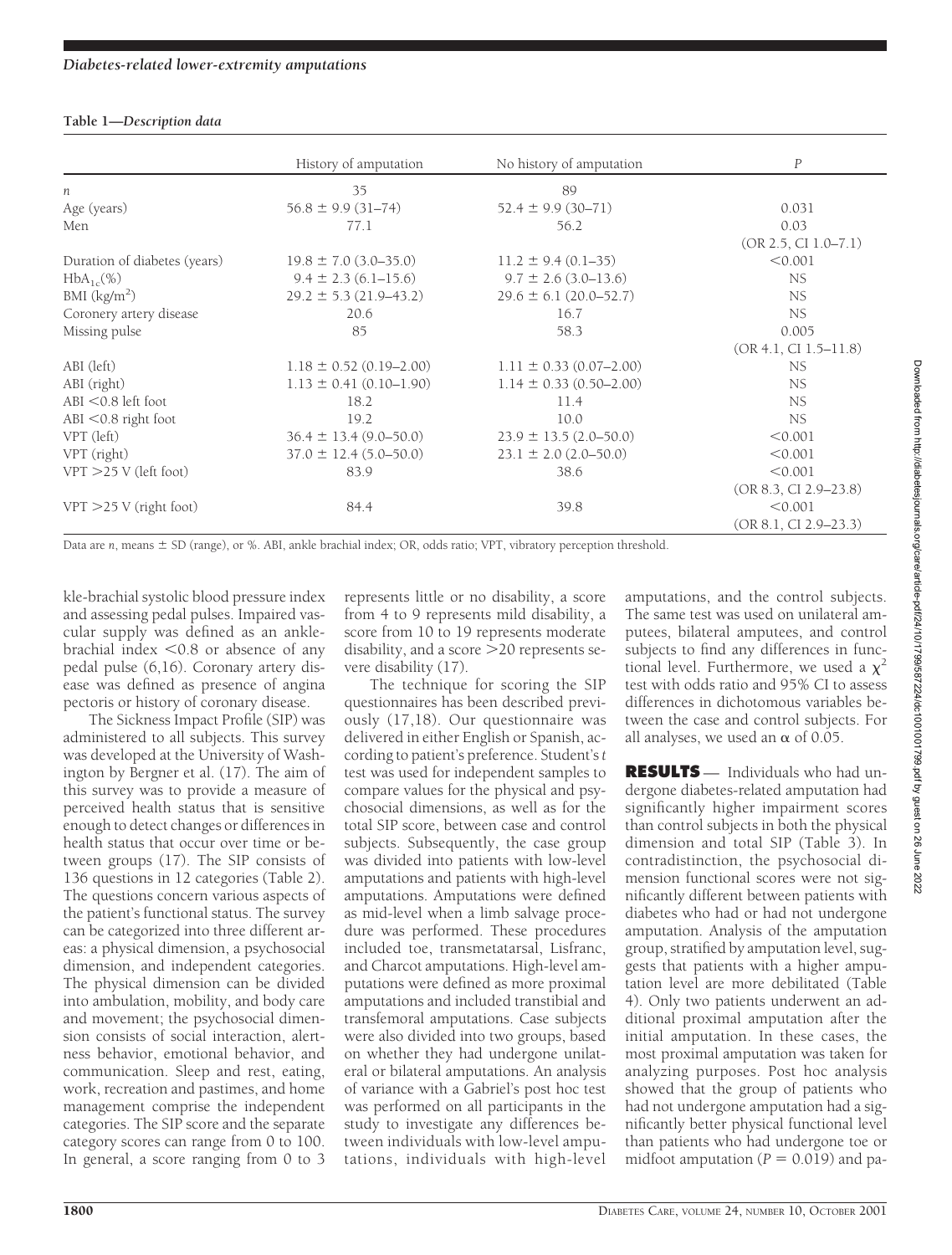**Table 1—Description data**

| | History of amputation | No history of amputation | $P$ |
|---|---|---|---|
| $n$ | 35 | 89 | |
| Age (years) | 56.8 ± 9.9 (31–74) | 52.4 ± 9.9 (30–71) | 0.031 |
| Men | 77.1 | 56.2 | 0.03 (OR 2.5, CI 1.0–7.1) |
| Duration of diabetes (years) | 19.8 ± 7.0 (3.0–35.0) | 11.2 ± 9.4 (0.1–35) | <0.001 |
| $HbA_{1c}$(%) | 9.4 ± 2.3 (6.1–15.6) | 9.7 ± 2.6 (3.0–13.6) | NS |
| BMI ($kg/m^2$) | 29.2 ± 5.3 (21.9–43.2) | 29.6 ± 6.1 (20.0–52.7) | NS |
| Coronery artery disease | 20.6 | 16.7 | NS |
| Missing pulse | 85 | 58.3 | 0.005 (OR 4.1, CI 1.5–11.8) |
| ABI (left) | 1.18 ± 0.52 (0.19–2.00) | 1.11 ± 0.33 (0.07–2.00) | NS |
| ABI (right) | 1.13 ± 0.41 (0.10–1.90) | 1.14 ± 0.33 (0.50–2.00) | NS |
| ABI <0.8 left foot | 18.2 | 11.4 | NS |
| ABI <0.8 right foot | 19.2 | 10.0 | NS |
| VPT (left) | 36.4 ± 13.4 (9.0–50.0) | 23.9 ± 13.5 (2.0–50.0) | <0.001 |
| VPT (right) | 37.0 ± 12.4 (5.0–50.0) | 23.1 ± 2.0 (2.0–50.0) | <0.001 |
| VPT >25 V (left foot) | 83.9 | 38.6 | <0.001 (OR 8.3, CI 2.9–23.8) |
| VPT >25 V (right foot) | 84.4 | 39.8 | <0.001 (OR 8.1, CI 2.9–23.3) |

Data are $n$, means ± SD (range), or %. ABI, ankle brachial index; OR, odds ratio; VPT, vibratory perception threshold.

kle-brachial systolic blood pressure index and assessing pedal pulses. Impaired vascular supply was defined as an ankle-brachial index <0.8 or absence of any pedal pulse (6,16). Coronary artery disease was defined as presence of angina pectoris or history of coronary disease.

The Sickness Impact Profile (SIP) was administered to all subjects. This survey was developed at the University of Washington by Bergner et al. (17). The aim of this survey was to provide a measure of perceived health status that is sensitive enough to detect changes or differences in health status that occur over time or between groups (17). The SIP consists of 136 questions in 12 categories (Table 2). The questions concern various aspects of the patient's functional status. The survey can be categorized into three different areas: a physical dimension, a psychosocial dimension, and independent categories. The physical dimension can be divided into ambulation, mobility, and body care and movement; the psychosocial dimension consists of social interaction, alertness behavior, emotional behavior, and communication. Sleep and rest, eating, work, recreation and pastimes, and home management comprise the independent categories. The SIP score and the separate category scores can range from 0 to 100. In general, a score ranging from 0 to 3 represents little or no disability, a score from 4 to 9 represents mild disability, a score from 10 to 19 represents moderate disability, and a score >20 represents severe disability (17).

The technique for scoring the SIP questionnaires has been described previously (17,18). Our questionnaire was delivered in either English or Spanish, according to patient's preference. Student's $t$ test was used for independent samples to compare values for the physical and psychosocial dimensions, as well as for the total SIP score, between case and control subjects. Subsequently, the case group was divided into patients with low-level amputations and patients with high-level amputations. Amputations were defined as mid-level when a limb salvage procedure was performed. These procedures included toe, transmetatarsal, Lisfranc, and Charcot amputations. High-level amputations were defined as more proximal amputations and included transtibial and transfemoral amputations. Case subjects were also divided into two groups, based on whether they had undergone unilateral or bilateral amputations. An analysis of variance with a Gabriel's post hoc test was performed on all participants in the study to investigate any differences between individuals with low-level amputations, individuals with high-level amputations, and the control subjects. The same test was used on unilateral amputees, bilateral amputees, and control subjects to find any differences in functional level. Furthermore, we used a $\chi^2$ test with odds ratio and 95% CI to assess differences in dichotomous variables between the case and control subjects. For all analyses, we used an $\alpha$ of 0.05.

**RESULTS** — Individuals who had undergone diabetes-related amputation had significantly higher impairment scores than control subjects in both the physical dimension and total SIP (Table 3). In contradistinction, the psychosocial dimension functional scores were not significantly different between patients with diabetes who had or had not undergone amputation. Analysis of the amputation group, stratified by amputation level, suggests that patients with a higher amputation level are more debilitated (Table 4). Only two patients underwent an additional proximal amputation after the initial amputation. In these cases, the most proximal amputation was taken for analyzing purposes. Post hoc analysis showed that the group of patients who had not undergone amputation had a significantly better physical functional level than patients who had undergone toe or midfoot amputation ($P = 0.019$) and pa-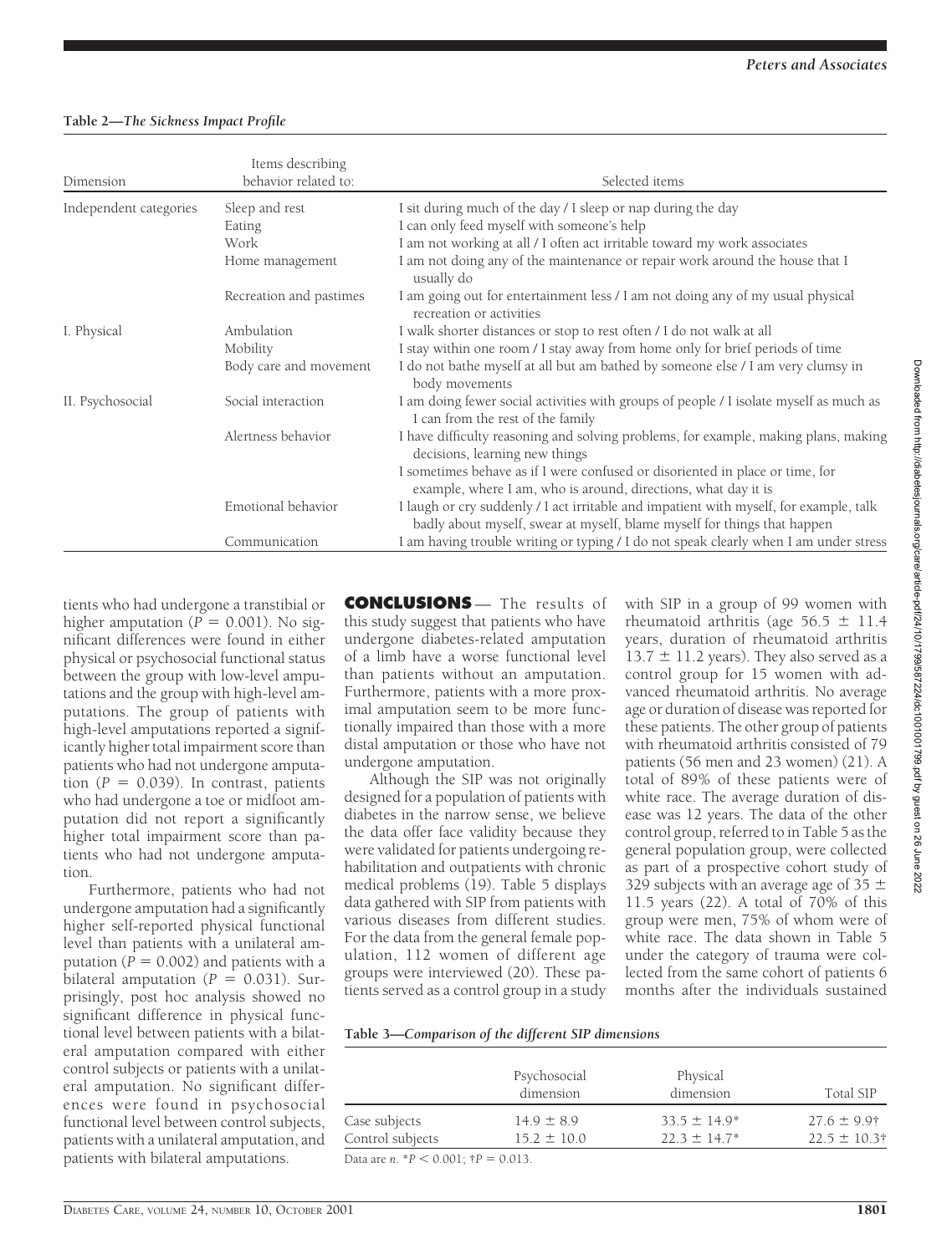**Table 2—*The Sickness Impact Profile***

| Dimension | Items describing behavior related to: | Selected items |
|---|---|---|
| Independent categories | Sleep and rest | I sit during much of the day / I sleep or nap during the day |
| | Eating | I can only feed myself with someone's help |
| | Work | I am not working at all / I often act irritable toward my work associates |
| | Home management | I am not doing any of the maintenance or repair work around the house that I usually do |
| | Recreation and pastimes | I am going out for entertainment less / I am not doing any of my usual physical recreation or activities |
| I. Physical | Ambulation | I walk shorter distances or stop to rest often / I do not walk at all |
| | Mobility | I stay within one room / I stay away from home only for brief periods of time |
| | Body care and movement | I do not bathe myself at all but am bathed by someone else / I am very clumsy in body movements |
| II. Psychosocial | Social interaction | I am doing fewer social activities with groups of people / I isolate myself as much as I can from the rest of the family |
| | Alertness behavior | I have difficulty reasoning and solving problems, for example, making plans, making decisions, learning new things |
| | | I sometimes behave as if I were confused or disoriented in place or time, for example, where I am, who is around, directions, what day it is |
| | Emotional behavior | I laugh or cry suddenly / I act irritable and impatient with myself, for example, talk badly about myself, swear at myself, blame myself for things that happen |
| | Communication | I am having trouble writing or typing / I do not speak clearly when I am under stress |

tients who had undergone a transtibial or higher amputation ($P = 0.001$). No significant differences were found in either physical or psychosocial functional status between the group with low-level amputations and the group with high-level amputations. The group of patients with high-level amputations reported a significantly higher total impairment score than patients who had not undergone amputation ($P = 0.039$). In contrast, patients who had undergone a toe or midfoot amputation did not report a significantly higher total impairment score than patients who had not undergone amputation.

Furthermore, patients who had not undergone amputation had a significantly higher self-reported physical functional level than patients with a unilateral amputation ($P = 0.002$) and patients with a bilateral amputation ($P = 0.031$). Surprisingly, post hoc analysis showed no significant difference in physical functional level between patients with a bilateral amputation compared with either control subjects or patients with a unilateral amputation. No significant differences were found in psychosocial functional level between control subjects, patients with a unilateral amputation, and patients with bilateral amputations.

## CONCLUSIONS

The results of this study suggest that patients who have undergone diabetes-related amputation of a limb have a worse functional level than patients without an amputation. Furthermore, patients with a more proximal amputation seem to be more functionally impaired than those with a more distal amputation or those who have not undergone amputation.

Although the SIP was not originally designed for a population of patients with diabetes in the narrow sense, we believe the data offer face validity because they were validated for patients undergoing rehabilitation and outpatients with chronic medical problems (19). Table 5 displays data gathered with SIP from patients with various diseases from different studies. For the data from the general female population, 112 women of different age groups were interviewed (20). These patients served as a control group in a study with SIP in a group of 99 women with rheumatoid arthritis (age 56.5 ± 11.4 years, duration of rheumatoid arthritis 13.7 ± 11.2 years). They also served as a control group for 15 women with advanced rheumatoid arthritis. No average age or duration of disease was reported for these patients. The other group of patients with rheumatoid arthritis consisted of 79 patients (56 men and 23 women) (21). A total of 89% of these patients were of white race. The average duration of disease was 12 years. The data of the other control group, referred to in Table 5 as the general population group, were collected as part of a prospective cohort study of 329 subjects with an average age of 35 ± 11.5 years (22). A total of 70% of this group were men, 75% of whom were of white race. The data shown in Table 5 under the category of trauma were collected from the same cohort of patients 6 months after the individuals sustained

**Table 3—*Comparison of the different SIP dimensions***

| | Psychosocial dimension | Physical dimension | Total SIP |
|---|---|---|---|
| Case subjects | 14.9 ± 8.9 | 33.5 ± 14.9* | 27.6 ± 9.9† |
| Control subjects | 15.2 ± 10.0 | 22.3 ± 14.7* | 22.5 ± 10.3† |

Data are *n*. *$P < 0.001$; †$P = 0.013$.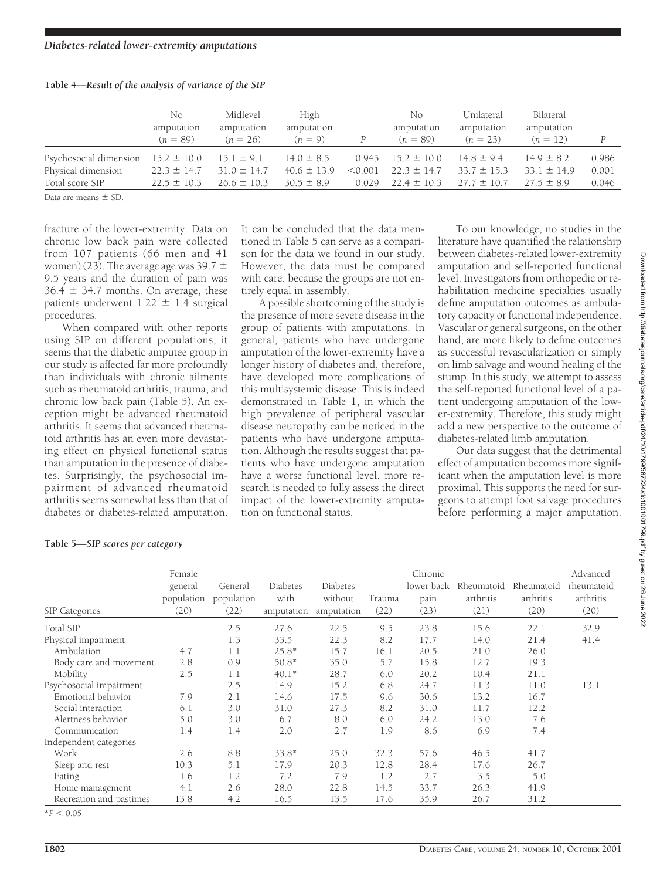**Table 4—Result of the analysis of variance of the SIP**

| | No amputation ($n$ = 89) | Midlevel amputation ($n$ = 26) | High amputation ($n$ = 9) | $P$ | No amputation ($n$ = 89) | Unilateral amputation ($n$ = 23) | Bilateral amputation ($n$ = 12) | $P$ |
|---|---|---|---|---|---|---|---|---|
| Psychosocial dimension | 15.2 ± 10.0 | 15.1 ± 9.1 | 14.0 ± 8.5 | 0.945 | 15.2 ± 10.0 | 14.8 ± 9.4 | 14.9 ± 8.2 | 0.986 |
| Physical dimension | 22.3 ± 14.7 | 31.0 ± 14.7 | 40.6 ± 13.9 | <0.001 | 22.3 ± 14.7 | 33.7 ± 15.3 | 33.1 ± 14.9 | 0.001 |
| Total score SIP | 22.5 ± 10.3 | 26.6 ± 10.3 | 30.5 ± 8.9 | 0.029 | 22.4 ± 10.3 | 27.7 ± 10.7 | 27.5 ± 8.9 | 0.046 |

Data are means ± SD.

fracture of the lower-extremity. Data on chronic low back pain were collected from 107 patients (66 men and 41 women) (23). The average age was 39.7 ± 9.5 years and the duration of pain was 36.4 ± 34.7 months. On average, these patients underwent 1.22 ± 1.4 surgical procedures.

When compared with other reports using SIP on different populations, it seems that the diabetic amputee group in our study is affected far more profoundly than individuals with chronic ailments such as rheumatoid arthritis, trauma, and chronic low back pain (Table 5). An exception might be advanced rheumatoid arthritis. It seems that advanced rheumatoid arthritis has an even more devastating effect on physical functional status than amputation in the presence of diabetes. Surprisingly, the psychosocial impairment of advanced rheumatoid arthritis seems somewhat less than that of diabetes or diabetes-related amputation. It can be concluded that the data mentioned in Table 5 can serve as a comparison for the data we found in our study. However, the data must be compared with care, because the groups are not entirely equal in assembly.

A possible shortcoming of the study is the presence of more severe disease in the group of patients with amputations. In general, patients who have undergone amputation of the lower-extremity have a longer history of diabetes and, therefore, have developed more complications of this multisystemic disease. This is indeed demonstrated in Table 1, in which the high prevalence of peripheral vascular disease neuropathy can be noticed in the patients who have undergone amputation. Although the results suggest that patients who have undergone amputation have a worse functional level, more research is needed to fully assess the direct impact of the lower-extremity amputation on functional status.

To our knowledge, no studies in the literature have quantified the relationship between diabetes-related lower-extremity amputation and self-reported functional level. Investigators from orthopedic or rehabilitation medicine specialties usually define amputation outcomes as ambulatory capacity or functional independence. Vascular or general surgeons, on the other hand, are more likely to define outcomes as successful revascularization or simply on limb salvage and wound healing of the stump. In this study, we attempt to assess the self-reported functional level of a patient undergoing amputation of the lower-extremity. Therefore, this study might add a new perspective to the outcome of diabetes-related limb amputation.

Our data suggest that the detrimental effect of amputation becomes more significant when the amputation level is more proximal. This supports the need for surgeons to attempt foot salvage procedures before performing a major amputation.

**Table 5—SIP scores per category**

| SIP Categories | Female general population (20) | General population (22) | Diabetes with amputation | Diabetes without amputation | Trauma (22) | Chronic lower back pain (23) | Rheumatoid arthritis (21) | Rheumatoid arthritis (20) | Advanced rheumatoid arthritis (20) |
|---|---|---|---|---|---|---|---|---|---|
| Total SIP | | 2.5 | 27.6 | 22.5 | 9.5 | 23.8 | 15.6 | 22.1 | 32.9 |
| Physical impairment | | 1.3 | 33.5 | 22.3 | 8.2 | 17.7 | 14.0 | 21.4 | 41.4 |
| Ambulation | 4.7 | 1.1 | 25.8* | 15.7 | 16.1 | 20.5 | 21.0 | 26.0 | |
| Body care and movement | 2.8 | 0.9 | 50.8* | 35.0 | 5.7 | 15.8 | 12.7 | 19.3 | |
| Mobility | 2.5 | 1.1 | 40.1* | 28.7 | 6.0 | 20.2 | 10.4 | 21.1 | |
| Psychosocial impairment | | 2.5 | 14.9 | 15.2 | 6.8 | 24.7 | 11.3 | 11.0 | 13.1 |
| Emotional behavior | 7.9 | 2.1 | 14.6 | 17.5 | 9.6 | 30.6 | 13.2 | 16.7 | |
| Social interaction | 6.1 | 3.0 | 31.0 | 27.3 | 8.2 | 31.0 | 11.7 | 12.2 | |
| Alertness behavior | 5.0 | 3.0 | 6.7 | 8.0 | 6.0 | 24.2 | 13.0 | 7.6 | |
| Communication | 1.4 | 1.4 | 2.0 | 2.7 | 1.9 | 8.6 | 6.9 | 7.4 | |
| Independent categories | | | | | | | | | |
| Work | 2.6 | 8.8 | 33.8* | 25.0 | 32.3 | 57.6 | 46.5 | 41.7 | |
| Sleep and rest | 10.3 | 5.1 | 17.9 | 20.3 | 12.8 | 28.4 | 17.6 | 26.7 | |
| Eating | 1.6 | 1.2 | 7.2 | 7.9 | 1.2 | 2.7 | 3.5 | 5.0 | |
| Home management | 4.1 | 2.6 | 28.0 | 22.8 | 14.5 | 33.7 | 26.3 | 41.9 | |
| Recreation and pastimes | 13.8 | 4.2 | 16.5 | 13.5 | 17.6 | 35.9 | 26.7 | 31.2 | |

*$P < 0.05$.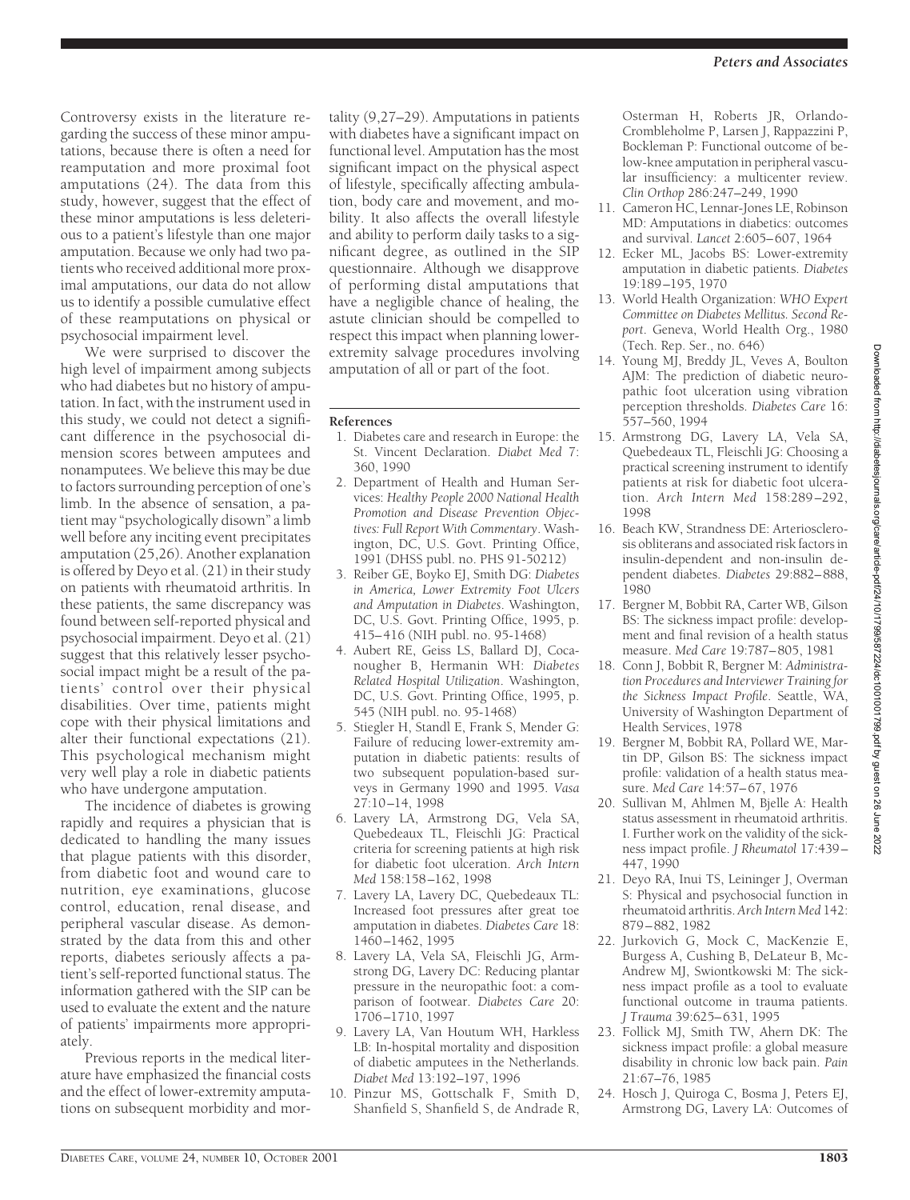Controversy exists in the literature regarding the success of these minor amputations, because there is often a need for reamputation and more proximal foot amputations (24). The data from this study, however, suggest that the effect of these minor amputations is less deleterious to a patient's lifestyle than one major amputation. Because we only had two patients who received additional more proximal amputations, our data do not allow us to identify a possible cumulative effect of these reamputations on physical or psychosocial impairment level.

We were surprised to discover the high level of impairment among subjects who had diabetes but no history of amputation. In fact, with the instrument used in this study, we could not detect a significant difference in the psychosocial dimension scores between amputees and nonamputees. We believe this may be due to factors surrounding perception of one's limb. In the absence of sensation, a patient may "psychologically disown" a limb well before any inciting event precipitates amputation (25,26). Another explanation is offered by Deyo et al. (21) in their study on patients with rheumatoid arthritis. In these patients, the same discrepancy was found between self-reported physical and psychosocial impairment. Deyo et al. (21) suggest that this relatively lesser psychosocial impact might be a result of the patients' control over their physical disabilities. Over time, patients might cope with their physical limitations and alter their functional expectations (21). This psychological mechanism might very well play a role in diabetic patients who have undergone amputation.

The incidence of diabetes is growing rapidly and requires a physician that is dedicated to handling the many issues that plague patients with this disorder, from diabetic foot and wound care to nutrition, eye examinations, glucose control, education, renal disease, and peripheral vascular disease. As demonstrated by the data from this and other reports, diabetes seriously affects a patient's self-reported functional status. The information gathered with the SIP can be used to evaluate the extent and the nature of patients' impairments more appropriately.

Previous reports in the medical literature have emphasized the financial costs and the effect of lower-extremity amputations on subsequent morbidity and mortality (9,27–29). Amputations in patients with diabetes have a significant impact on functional level. Amputation has the most significant impact on the physical aspect of lifestyle, specifically affecting ambulation, body care and movement, and mobility. It also affects the overall lifestyle and ability to perform daily tasks to a significant degree, as outlined in the SIP questionnaire. Although we disapprove of performing distal amputations that have a negligible chance of healing, the astute clinician should be compelled to respect this impact when planning lower-extremity salvage procedures involving amputation of all or part of the foot.

## References

1. Diabetes care and research in Europe: the St. Vincent Declaration. *Diabet Med* 7: 360, 1990
2. Department of Health and Human Services: *Healthy People 2000 National Health Promotion and Disease Prevention Objectives: Full Report With Commentary*. Washington, DC, U.S. Govt. Printing Office, 1991 (DHSS publ. no. PHS 91-50212)
3. Reiber GE, Boyko EJ, Smith DG: *Diabetes in America, Lower Extremity Foot Ulcers and Amputation in Diabetes*. Washington, DC, U.S. Govt. Printing Office, 1995, p. 415–416 (NIH publ. no. 95-1468)
4. Aubert RE, Geiss LS, Ballard DJ, Cocanougher B, Hermanin WH: *Diabetes Related Hospital Utilization*. Washington, DC, U.S. Govt. Printing Office, 1995, p. 545 (NIH publ. no. 95-1468)
5. Stiegler H, Standl E, Frank S, Mender G: Failure of reducing lower-extremity amputation in diabetic patients: results of two subsequent population-based surveys in Germany 1990 and 1995. *Vasa* 27:10–14, 1998
6. Lavery LA, Armstrong DG, Vela SA, Quebedeaux TL, Fleischli JG: Practical criteria for screening patients at high risk for diabetic foot ulceration. *Arch Intern Med* 158:158–162, 1998
7. Lavery LA, Lavery DC, Quebedeaux TL: Increased foot pressures after great toe amputation in diabetes. *Diabetes Care* 18: 1460–1462, 1995
8. Lavery LA, Vela SA, Fleischli JG, Armstrong DG, Lavery DC: Reducing plantar pressure in the neuropathic foot: a comparison of footwear. *Diabetes Care* 20: 1706–1710, 1997
9. Lavery LA, Van Houtum WH, Harkless LB: In-hospital mortality and disposition of diabetic amputees in the Netherlands. *Diabet Med* 13:192–197, 1996
10. Pinzur MS, Gottschalk F, Smith D, Shanfield S, Shanfield S, de Andrade R, Osterman H, Roberts JR, Orlando-Crombleholme P, Larsen J, Rappazzini P, Bockleman P: Functional outcome of below-knee amputation in peripheral vascular insufficiency: a multicenter review. *Clin Orthop* 286:247–249, 1990
11. Cameron HC, Lennar-Jones LE, Robinson MD: Amputations in diabetics: outcomes and survival. *Lancet* 2:605–607, 1964
12. Ecker ML, Jacobs BS: Lower-extremity amputation in diabetic patients. *Diabetes* 19:189–195, 1970
13. World Health Organization: *WHO Expert Committee on Diabetes Mellitus. Second Report*. Geneva, World Health Org., 1980 (Tech. Rep. Ser., no. 646)
14. Young MJ, Breddy JL, Veves A, Boulton AJM: The prediction of diabetic neuropathic foot ulceration using vibration perception thresholds. *Diabetes Care* 16: 557–560, 1994
15. Armstrong DG, Lavery LA, Vela SA, Quebedeaux TL, Fleischli JG: Choosing a practical screening instrument to identify patients at risk for diabetic foot ulceration. *Arch Intern Med* 158:289–292, 1998
16. Beach KW, Strandness DE: Arteriosclerosis obliterans and associated risk factors in insulin-dependent and non-insulin dependent diabetes. *Diabetes* 29:882–888, 1980
17. Bergner M, Bobbit RA, Carter WB, Gilson BS: The sickness impact profile: development and final revision of a health status measure. *Med Care* 19:787–805, 1981
18. Conn J, Bobbit R, Bergner M: *Administration Procedures and Interviewer Training for the Sickness Impact Profile*. Seattle, WA, University of Washington Department of Health Services, 1978
19. Bergner M, Bobbit RA, Pollard WE, Martin DP, Gilson BS: The sickness impact profile: validation of a health status measure. *Med Care* 14:57–67, 1976
20. Sullivan M, Ahlmen M, Bjelle A: Health status assessment in rheumatoid arthritis. I. Further work on the validity of the sickness impact profile. *J Rheumatol* 17:439–447, 1990
21. Deyo RA, Inui TS, Leininger J, Overman S: Physical and psychosocial function in rheumatoid arthritis. *Arch Intern Med* 142: 879–882, 1982
22. Jurkovich G, Mock C, MacKenzie E, Burgess A, Cushing B, DeLateur B, McAndrew MJ, Swiontkowski M: The sickness impact profile as a tool to evaluate functional outcome in trauma patients. *J Trauma* 39:625–631, 1995
23. Follick MJ, Smith TW, Ahern DK: The sickness impact profile: a global measure disability in chronic low back pain. *Pain* 21:67–76, 1985
24. Hosch J, Quiroga C, Bosma J, Peters EJ, Armstrong DG, Lavery LA: Outcomes of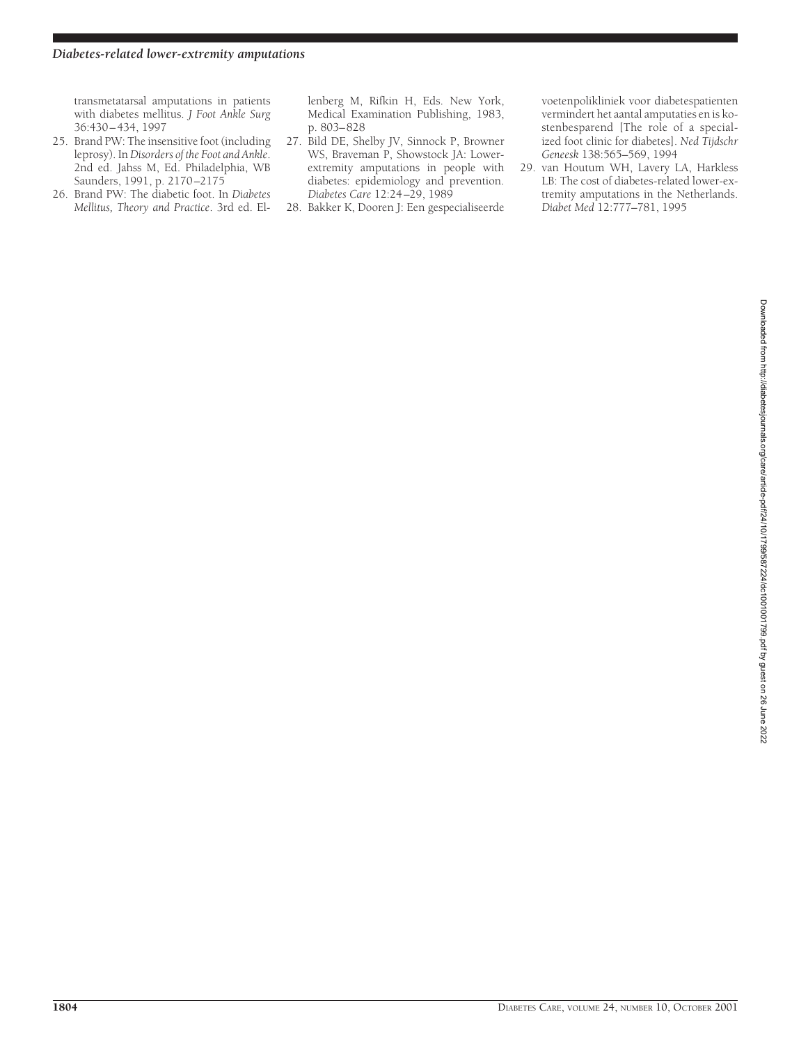transmetatarsal amputations in patients with diabetes mellitus. *J Foot Ankle Surg* 36:430–434, 1997

25. Brand PW: The insensitive foot (including leprosy). In *Disorders of the Foot and Ankle*. 2nd ed. Jahss M, Ed. Philadelphia, WB Saunders, 1991, p. 2170–2175
26. Brand PW: The diabetic foot. In *Diabetes Mellitus, Theory and Practice*. 3rd ed. Ellenberg M, Rifkin H, Eds. New York, Medical Examination Publishing, 1983, p. 803–828
27. Bild DE, Shelby JV, Sinnock P, Browner WS, Braveman P, Showstock JA: Lower-extremity amputations in people with diabetes: epidemiology and prevention. *Diabetes Care* 12:24–29, 1989
28. Bakker K, Dooren J: Een gespecialiseerde voetenpolikliniek voor diabetespatienten vermindert het aantal amputaties en is kostenbesparend [The role of a specialized foot clinic for diabetes]. *Ned Tijdschr Geneesk* 138:565–569, 1994
29. van Houtum WH, Lavery LA, Harkless LB: The cost of diabetes-related lower-extremity amputations in the Netherlands. *Diabet Med* 12:777–781, 1995